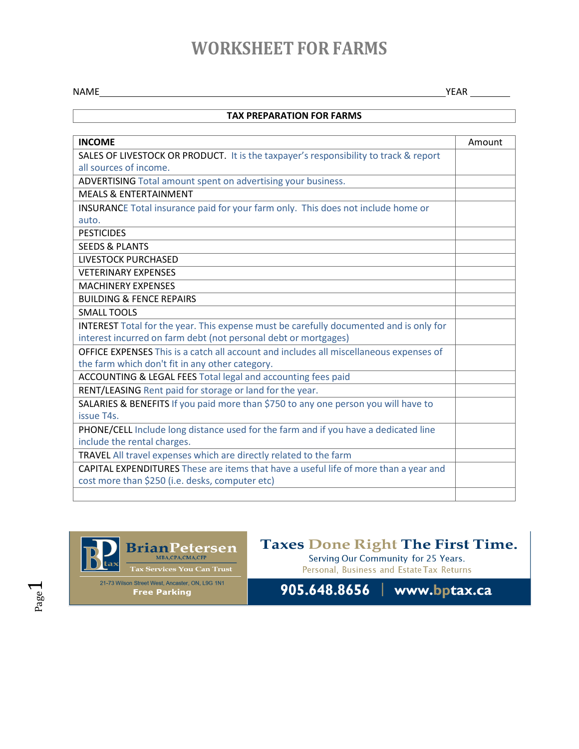# WORKSHEET FOR FARMS

NAME ____________________________________________ YEAR ________

**TAX PREPARATION FOR FARMS**

| **INCOME** | Amount |
|---|---|
| SALES OF LIVESTOCK OR PRODUCT. It is the taxpayer's responsibility to track & report all sources of income. | |
| ADVERTISING Total amount spent on advertising your business. | |
| MEALS & ENTERTAINMENT | |
| INSURANCE Total insurance paid for your farm only. This does not include home or auto. | |
| PESTICIDES | |
| SEEDS & PLANTS | |
| LIVESTOCK PURCHASED | |
| VETERINARY EXPENSES | |
| MACHINERY EXPENSES | |
| BUILDING & FENCE REPAIRS | |
| SMALL TOOLS | |
| INTEREST Total for the year. This expense must be carefully documented and is only for interest incurred on farm debt (not personal debt or mortgages) | |
| OFFICE EXPENSES This is a catch all account and includes all miscellaneous expenses of the farm which don't fit in any other category. | |
| ACCOUNTING & LEGAL FEES Total legal and accounting fees paid | |
| RENT/LEASING Rent paid for storage or land for the year. | |
| SALARIES & BENEFITS If you paid more than $750 to any one person you will have to issue T4s. | |
| PHONE/CELL Include long distance used for the farm and if you have a dedicated line include the rental charges. | |
| TRAVEL All travel expenses which are directly related to the farm | |
| CAPITAL EXPENDITURES These are items that have a useful life of more than a year and cost more than $250 (i.e. desks, computer etc) | |
| | |

**BrianPetersen** MBA,CPA,CMA,CFP
Tax Services You Can Trust
21-73 Wilson Street West, Ancaster, ON, L9G 1N1
Free Parking

**Taxes Done Right The First Time.**
Serving Our Community for 25 Years.
Personal, Business and Estate Tax Returns

**905.648.8656 | www.bptax.ca**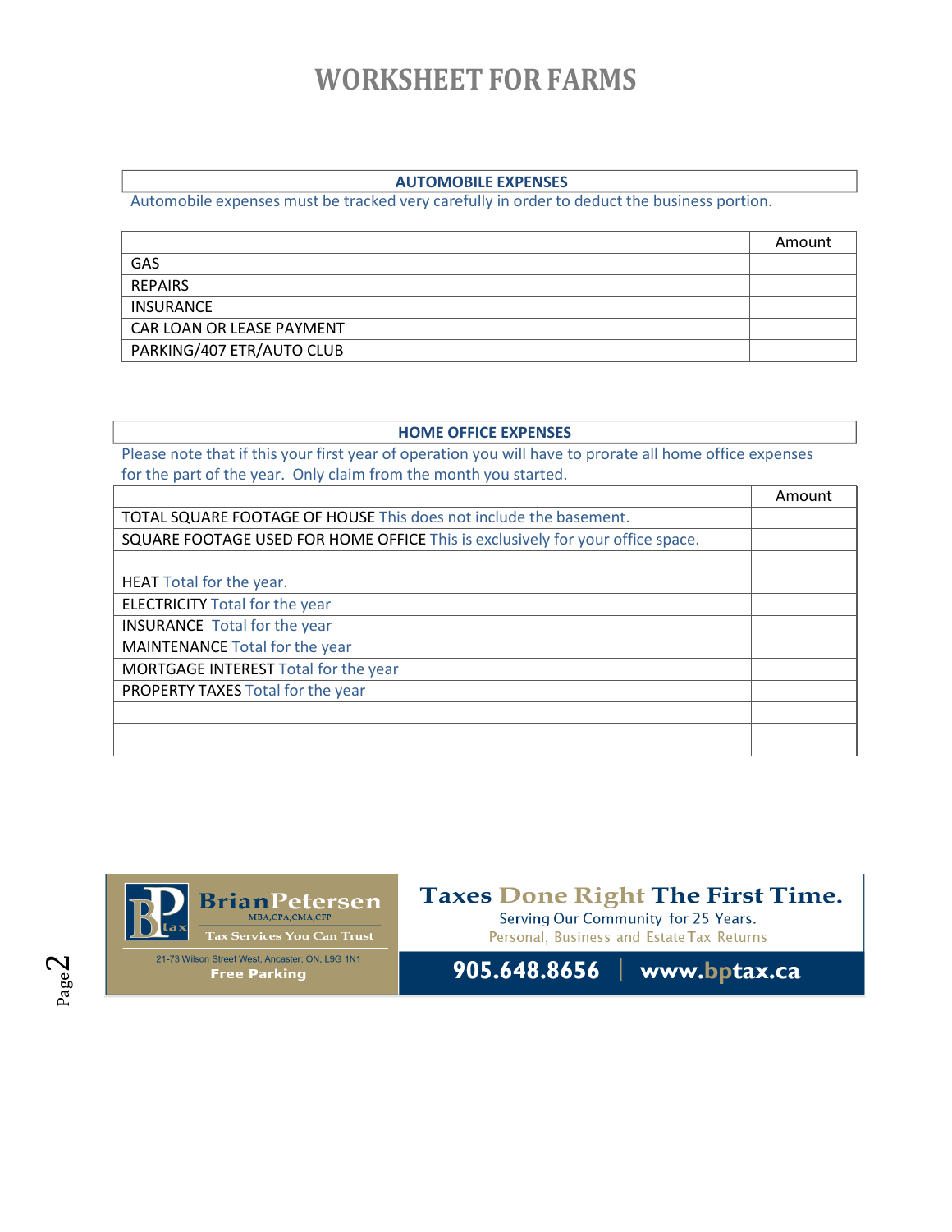# WORKSHEET FOR FARMS

## AUTOMOBILE EXPENSES

Automobile expenses must be tracked very carefully in order to deduct the business portion.

| | Amount |
|---|---|
| GAS | |
| REPAIRS | |
| INSURANCE | |
| CAR LOAN OR LEASE PAYMENT | |
| PARKING/407 ETR/AUTO CLUB | |

## HOME OFFICE EXPENSES

Please note that if this your first year of operation you will have to prorate all home office expenses for the part of the year. Only claim from the month you started.

| | Amount |
|---|---|
| TOTAL SQUARE FOOTAGE OF HOUSE This does not include the basement. | |
| SQUARE FOOTAGE USED FOR HOME OFFICE This is exclusively for your office space. | |
| | |
| HEAT Total for the year. | |
| ELECTRICITY Total for the year | |
| INSURANCE Total for the year | |
| MAINTENANCE Total for the year | |
| MORTGAGE INTEREST Total for the year | |
| PROPERTY TAXES Total for the year | |
| | |
| | |

BrianPetersen MBA,CPA,CMA,CFP
Tax Services You Can Trust
21-73 Wilson Street West, Ancaster, ON, L9G 1N1
Free Parking

Taxes Done Right The First Time.
Serving Our Community for 25 Years.
Personal, Business and Estate Tax Returns

905.648.8656 | www.bptax.ca